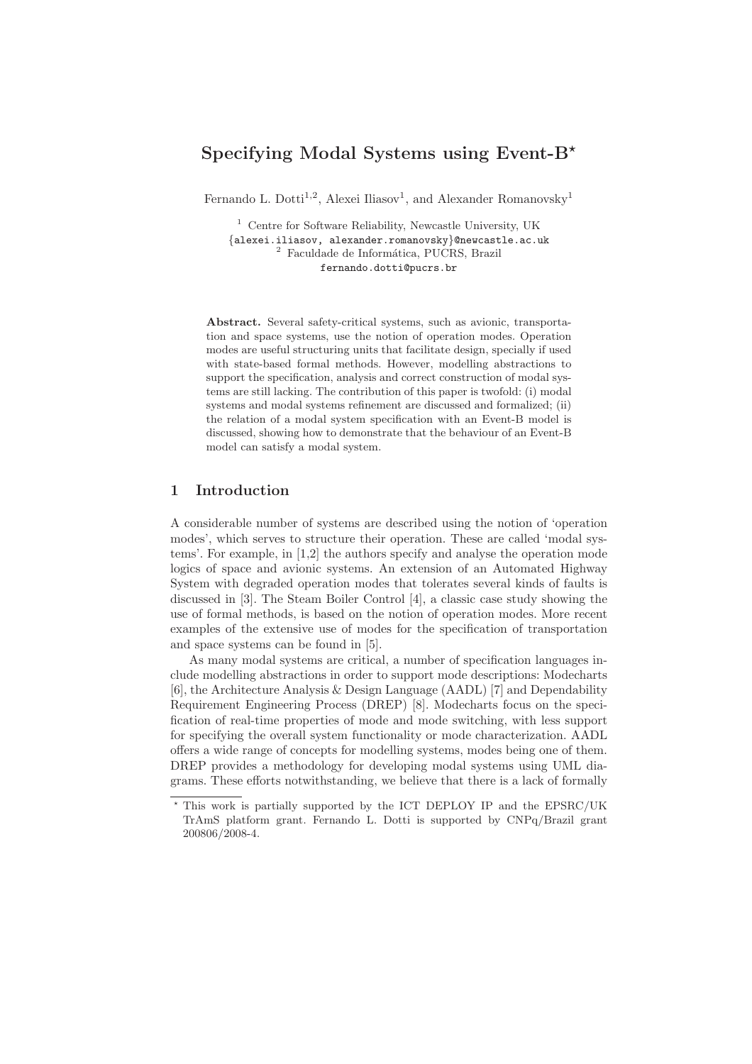# Specifying Modal Systems using Event-B*

Fernando L. Dotti[1,2], Alexei Iliasov[1], and Alexander Romanovsky[1]

[1] Centre for Software Reliability, Newcastle University, UK
{alexei.iliasov, alexander.romanovsky}@newcastle.ac.uk
[2] Faculdade de Informática, PUCRS, Brazil
fernando.dotti@pucrs.br

**Abstract.** Several safety-critical systems, such as avionic, transportation and space systems, use the notion of operation modes. Operation modes are useful structuring units that facilitate design, specially if used with state-based formal methods. However, modelling abstractions to support the specification, analysis and correct construction of modal systems are still lacking. The contribution of this paper is twofold: (i) modal systems and modal systems refinement are discussed and formalized; (ii) the relation of a modal system specification with an Event-B model is discussed, showing how to demonstrate that the behaviour of an Event-B model can satisfy a modal system.

## 1 Introduction

A considerable number of systems are described using the notion of 'operation modes', which serves to structure their operation. These are called 'modal systems'. For example, in [1,2] the authors specify and analyse the operation mode logics of space and avionic systems. An extension of an Automated Highway System with degraded operation modes that tolerates several kinds of faults is discussed in [3]. The Steam Boiler Control [4], a classic case study showing the use of formal methods, is based on the notion of operation modes. More recent examples of the extensive use of modes for the specification of transportation and space systems can be found in [5].

As many modal systems are critical, a number of specification languages include modelling abstractions in order to support mode descriptions: Modecharts [6], the Architecture Analysis & Design Language (AADL) [7] and Dependability Requirement Engineering Process (DREP) [8]. Modecharts focus on the specification of real-time properties of mode and mode switching, with less support for specifying the overall system functionality or mode characterization. AADL offers a wide range of concepts for modelling systems, modes being one of them. DREP provides a methodology for developing modal systems using UML diagrams. These efforts notwithstanding, we believe that there is a lack of formally

* This work is partially supported by the ICT DEPLOY IP and the EPSRC/UK TrAmS platform grant. Fernando L. Dotti is supported by CNPq/Brazil grant 200806/2008-4.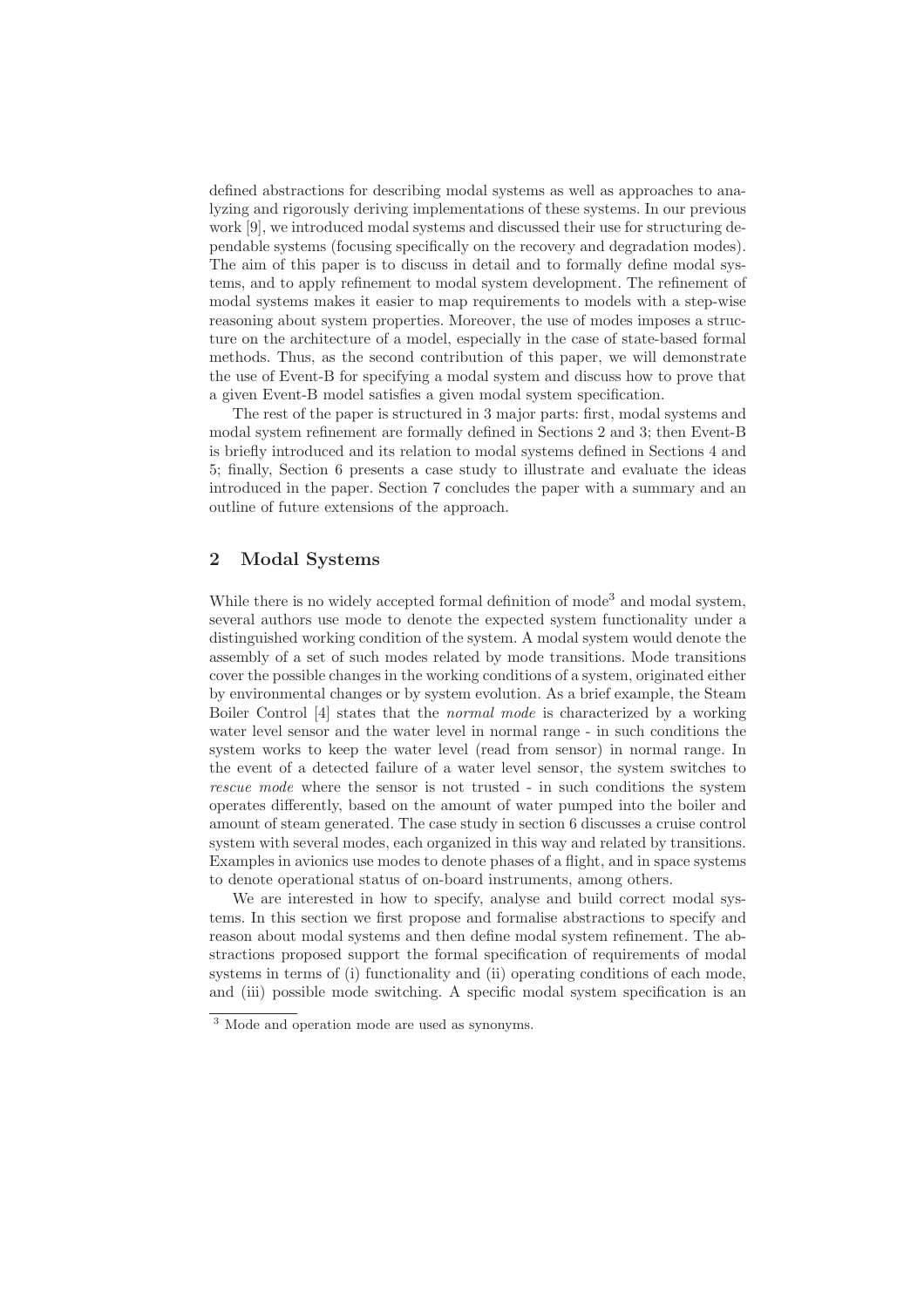defined abstractions for describing modal systems as well as approaches to analyzing and rigorously deriving implementations of these systems. In our previous work [9], we introduced modal systems and discussed their use for structuring dependable systems (focusing specifically on the recovery and degradation modes). The aim of this paper is to discuss in detail and to formally define modal systems, and to apply refinement to modal system development. The refinement of modal systems makes it easier to map requirements to models with a step-wise reasoning about system properties. Moreover, the use of modes imposes a structure on the architecture of a model, especially in the case of state-based formal methods. Thus, as the second contribution of this paper, we will demonstrate the use of Event-B for specifying a modal system and discuss how to prove that a given Event-B model satisfies a given modal system specification.

The rest of the paper is structured in 3 major parts: first, modal systems and modal system refinement are formally defined in Sections 2 and 3; then Event-B is briefly introduced and its relation to modal systems defined in Sections 4 and 5; finally, Section 6 presents a case study to illustrate and evaluate the ideas introduced in the paper. Section 7 concludes the paper with a summary and an outline of future extensions of the approach.

## 2 Modal Systems

While there is no widely accepted formal definition of mode[3] and modal system, several authors use mode to denote the expected system functionality under a distinguished working condition of the system. A modal system would denote the assembly of a set of such modes related by mode transitions. Mode transitions cover the possible changes in the working conditions of a system, originated either by environmental changes or by system evolution. As a brief example, the Steam Boiler Control [4] states that the *normal mode* is characterized by a working water level sensor and the water level in normal range - in such conditions the system works to keep the water level (read from sensor) in normal range. In the event of a detected failure of a water level sensor, the system switches to *rescue mode* where the sensor is not trusted - in such conditions the system operates differently, based on the amount of water pumped into the boiler and amount of steam generated. The case study in section 6 discusses a cruise control system with several modes, each organized in this way and related by transitions. Examples in avionics use modes to denote phases of a flight, and in space systems to denote operational status of on-board instruments, among others.

We are interested in how to specify, analyse and build correct modal systems. In this section we first propose and formalise abstractions to specify and reason about modal systems and then define modal system refinement. The abstractions proposed support the formal specification of requirements of modal systems in terms of (i) functionality and (ii) operating conditions of each mode, and (iii) possible mode switching. A specific modal system specification is an

[3] Mode and operation mode are used as synonyms.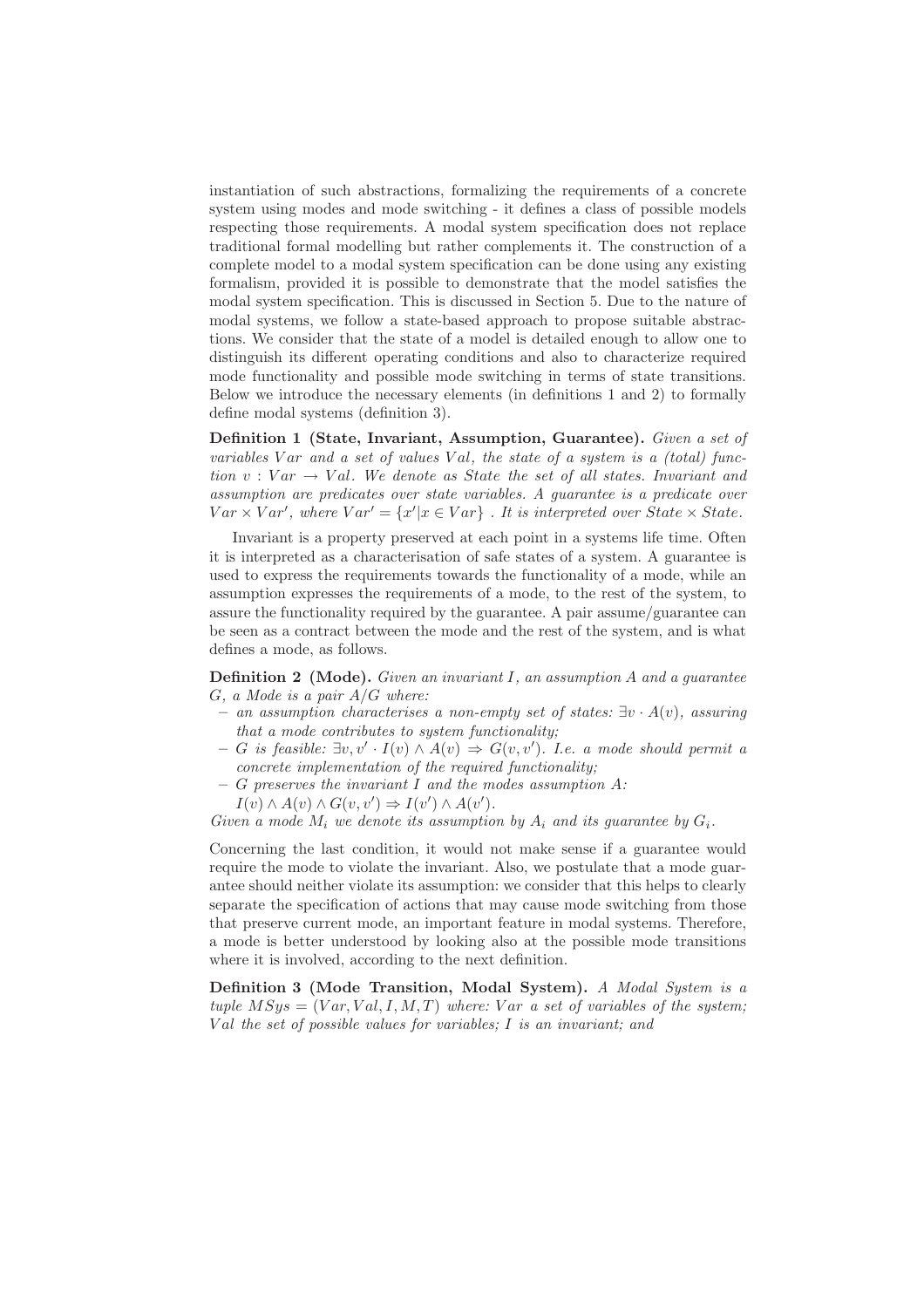instantiation of such abstractions, formalizing the requirements of a concrete system using modes and mode switching - it defines a class of possible models respecting those requirements. A modal system specification does not replace traditional formal modelling but rather complements it. The construction of a complete model to a modal system specification can be done using any existing formalism, provided it is possible to demonstrate that the model satisfies the modal system specification. This is discussed in Section 5. Due to the nature of modal systems, we follow a state-based approach to propose suitable abstractions. We consider that the state of a model is detailed enough to allow one to distinguish its different operating conditions and also to characterize required mode functionality and possible mode switching in terms of state transitions. Below we introduce the necessary elements (in definitions 1 and 2) to formally define modal systems (definition 3).

**Definition 1 (State, Invariant, Assumption, Guarantee).** *Given a set of variables $Var$ and a set of values $Val$, the state of a system is a (total) function $v : Var \rightarrow Val$. We denote as State the set of all states. Invariant and assumption are predicates over state variables. A guarantee is a predicate over $Var \times Var'$, where $Var' = \{x' | x \in Var\}$ . It is interpreted over $State \times State$.*

Invariant is a property preserved at each point in a systems life time. Often it is interpreted as a characterisation of safe states of a system. A guarantee is used to express the requirements towards the functionality of a mode, while an assumption expresses the requirements of a mode, to the rest of the system, to assure the functionality required by the guarantee. A pair assume/guarantee can be seen as a contract between the mode and the rest of the system, and is what defines a mode, as follows.

**Definition 2 (Mode).** *Given an invariant $I$, an assumption $A$ and a guarantee $G$, a Mode is a pair $A/G$ where:*

- *an assumption characterises a non-empty set of states: $\exists v \cdot A(v)$, assuring that a mode contributes to system functionality;*
- *$G$ is feasible: $\exists v, v' \cdot I(v) \wedge A(v) \Rightarrow G(v, v')$. I.e. a mode should permit a concrete implementation of the required functionality;*
- *$G$ preserves the invariant $I$ and the modes assumption $A$:*
  *$I(v) \wedge A(v) \wedge G(v, v') \Rightarrow I(v') \wedge A(v')$.*

*Given a mode $M_i$ we denote its assumption by $A_i$ and its guarantee by $G_i$.*

Concerning the last condition, it would not make sense if a guarantee would require the mode to violate the invariant. Also, we postulate that a mode guarantee should neither violate its assumption: we consider that this helps to clearly separate the specification of actions that may cause mode switching from those that preserve current mode, an important feature in modal systems. Therefore, a mode is better understood by looking also at the possible mode transitions where it is involved, according to the next definition.

**Definition 3 (Mode Transition, Modal System).** *A Modal System is a tuple $MSys = (Var, Val, I, M, T)$ where: $Var$ a set of variables of the system; $Val$ the set of possible values for variables; $I$ is an invariant; and*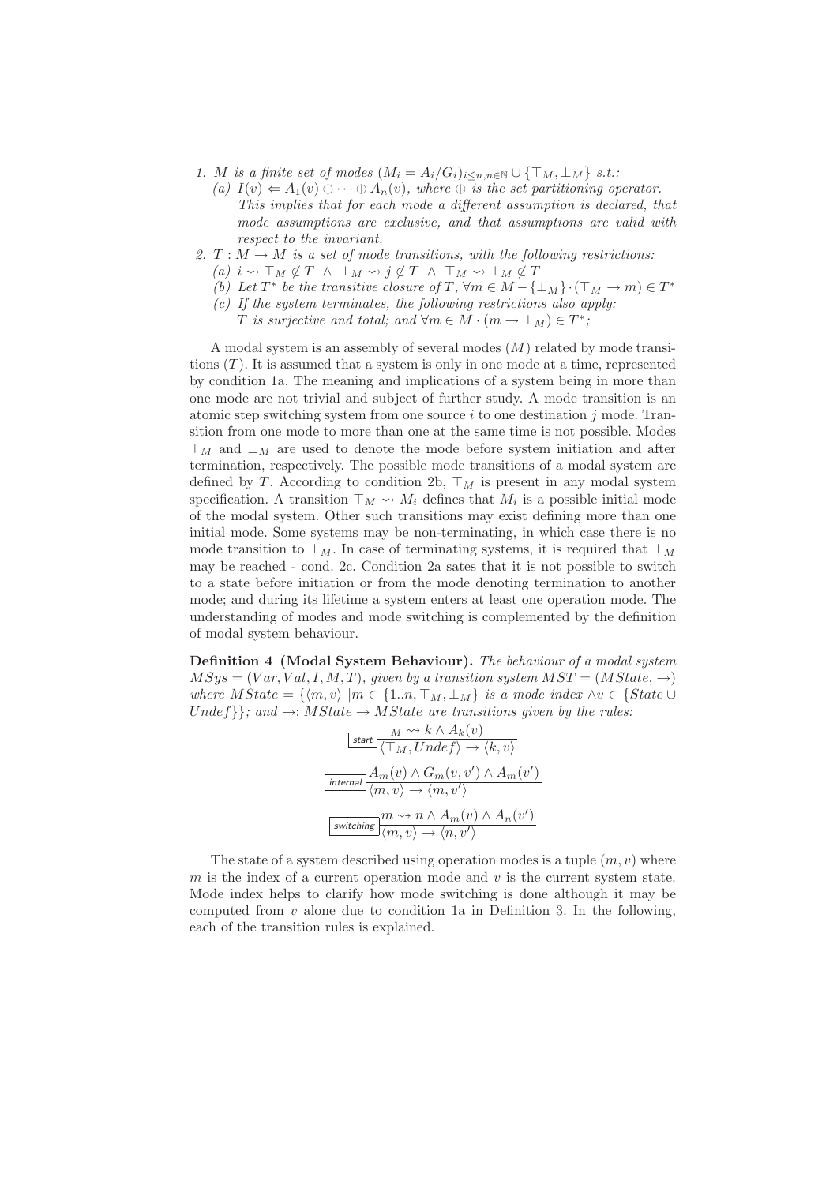1. $M$ *is a finite set of modes* $(M_i = A_i/G_i)_{i \leq n, n \in \mathbb{N}} \cup \{\top_M, \bot_M\}$ *s.t.:*
   (a) $I(v) \Leftarrow A_1(v) \oplus \cdots \oplus A_n(v)$*, where* $\oplus$ *is the set partitioning operator. This implies that for each mode a different assumption is declared, that mode assumptions are exclusive, and that assumptions are valid with respect to the invariant.*
2. $T : M \rightarrow M$ *is a set of mode transitions, with the following restrictions:*
   (a) $i \rightsquigarrow \top_M \notin T \ \wedge \ \bot_M \rightsquigarrow j \notin T \ \wedge \ \top_M \rightsquigarrow \bot_M \notin T$
   (b) *Let* $T^*$ *be the transitive closure of* $T$*,* $\forall m \in M - \{\bot_M\} \cdot (\top_M \rightarrow m) \in T^*$
   (c) *If the system terminates, the following restrictions also apply:* $T$ *is surjective and total; and* $\forall m \in M \cdot (m \rightarrow \bot_M) \in T^*$*;*

A modal system is an assembly of several modes ($M$) related by mode transitions ($T$). It is assumed that a system is only in one mode at a time, represented by condition 1a. The meaning and implications of a system being in more than one mode are not trivial and subject of further study. A mode transition is an atomic step switching system from one source $i$ to one destination $j$ mode. Transition from one mode to more than one at the same time is not possible. Modes $\top_M$ and $\bot_M$ are used to denote the mode before system initiation and after termination, respectively. The possible mode transitions of a modal system are defined by $T$. According to condition 2b, $\top_M$ is present in any modal system specification. A transition $\top_M \rightsquigarrow M_i$ defines that $M_i$ is a possible initial mode of the modal system. Other such transitions may exist defining more than one initial mode. Some systems may be non-terminating, in which case there is no mode transition to $\bot_M$. In case of terminating systems, it is required that $\bot_M$ may be reached - cond. 2c. Condition 2a sates that it is not possible to switch to a state before initiation or from the mode denoting termination to another mode; and during its lifetime a system enters at least one operation mode. The understanding of modes and mode switching is complemented by the definition of modal system behaviour.

**Definition 4 (Modal System Behaviour).** *The behaviour of a modal system* $MSys = (Var, Val, I, M, T)$*, given by a transition system* $MST = (MState, \rightarrow)$ *where* $MState = \{\langle m, v\rangle \ | m \in \{1..n, \top_M, \bot_M\}$ *is a mode index* $\wedge v \in \{State \cup Undef\}\}$*; and* $\rightarrow : MState \rightarrow MState$ *are transitions given by the rules:*

$$\boxed{\textit{start}}\ \frac{\top_M \rightsquigarrow k \wedge A_k(v)}{\langle \top_M, Undef\rangle \rightarrow \langle k, v\rangle}$$

$$\boxed{\textit{internal}}\ \frac{A_m(v) \wedge G_m(v, v') \wedge A_m(v')}{\langle m, v\rangle \rightarrow \langle m, v'\rangle}$$

$$\boxed{\textit{switching}}\ \frac{m \rightsquigarrow n \wedge A_m(v) \wedge A_n(v')}{\langle m, v\rangle \rightarrow \langle n, v'\rangle}$$

The state of a system described using operation modes is a tuple $(m, v)$ where $m$ is the index of a current operation mode and $v$ is the current system state. Mode index helps to clarify how mode switching is done although it may be computed from $v$ alone due to condition 1a in Definition 3. In the following, each of the transition rules is explained.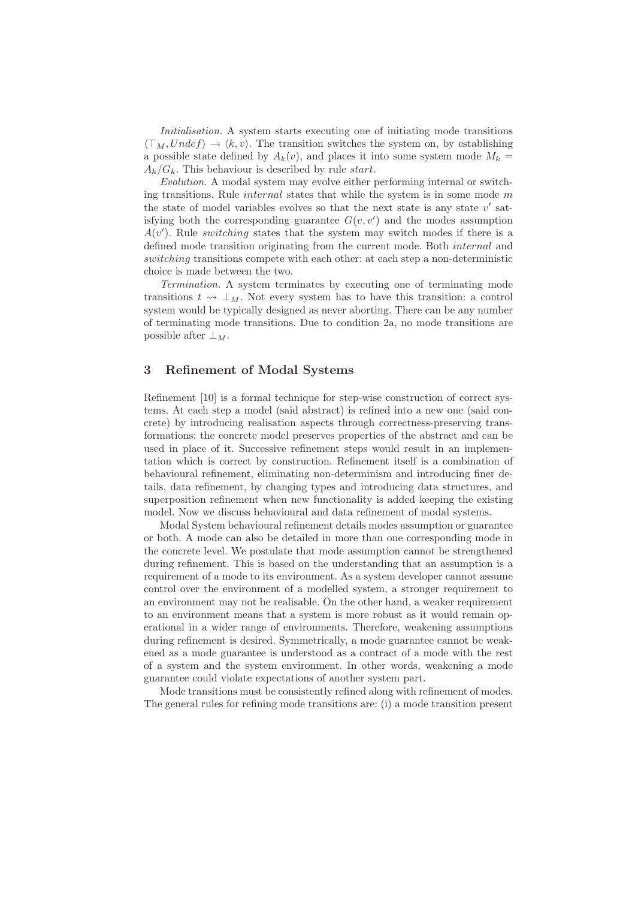*Initialisation.* A system starts executing one of initiating mode transitions $\langle \top_M, Undef \rangle \to \langle k, v \rangle$. The transition switches the system on, by establishing a possible state defined by $A_k(v)$, and places it into some system mode $M_k = A_k/G_k$. This behaviour is described by rule *start*.

*Evolution.* A modal system may evolve either performing internal or switching transitions. Rule *internal* states that while the system is in some mode $m$ the state of model variables evolves so that the next state is any state $v'$ satisfying both the corresponding guarantee $G(v, v')$ and the modes assumption $A(v')$. Rule *switching* states that the system may switch modes if there is a defined mode transition originating from the current mode. Both *internal* and *switching* transitions compete with each other: at each step a non-deterministic choice is made between the two.

*Termination.* A system terminates by executing one of terminating mode transitions $t \rightsquigarrow \perp_M$. Not every system has to have this transition: a control system would be typically designed as never aborting. There can be any number of terminating mode transitions. Due to condition 2a, no mode transitions are possible after $\perp_M$.

## 3 Refinement of Modal Systems

Refinement [10] is a formal technique for step-wise construction of correct systems. At each step a model (said abstract) is refined into a new one (said concrete) by introducing realisation aspects through correctness-preserving transformations: the concrete model preserves properties of the abstract and can be used in place of it. Successive refinement steps would result in an implementation which is correct by construction. Refinement itself is a combination of behavioural refinement, eliminating non-determinism and introducing finer details, data refinement, by changing types and introducing data structures, and superposition refinement when new functionality is added keeping the existing model. Now we discuss behavioural and data refinement of modal systems.

Modal System behavioural refinement details modes assumption or guarantee or both. A mode can also be detailed in more than one corresponding mode in the concrete level. We postulate that mode assumption cannot be strengthened during refinement. This is based on the understanding that an assumption is a requirement of a mode to its environment. As a system developer cannot assume control over the environment of a modelled system, a stronger requirement to an environment may not be realisable. On the other hand, a weaker requirement to an environment means that a system is more robust as it would remain operational in a wider range of environments. Therefore, weakening assumptions during refinement is desired. Symmetrically, a mode guarantee cannot be weakened as a mode guarantee is understood as a contract of a mode with the rest of a system and the system environment. In other words, weakening a mode guarantee could violate expectations of another system part.

Mode transitions must be consistently refined along with refinement of modes. The general rules for refining mode transitions are: (i) a mode transition present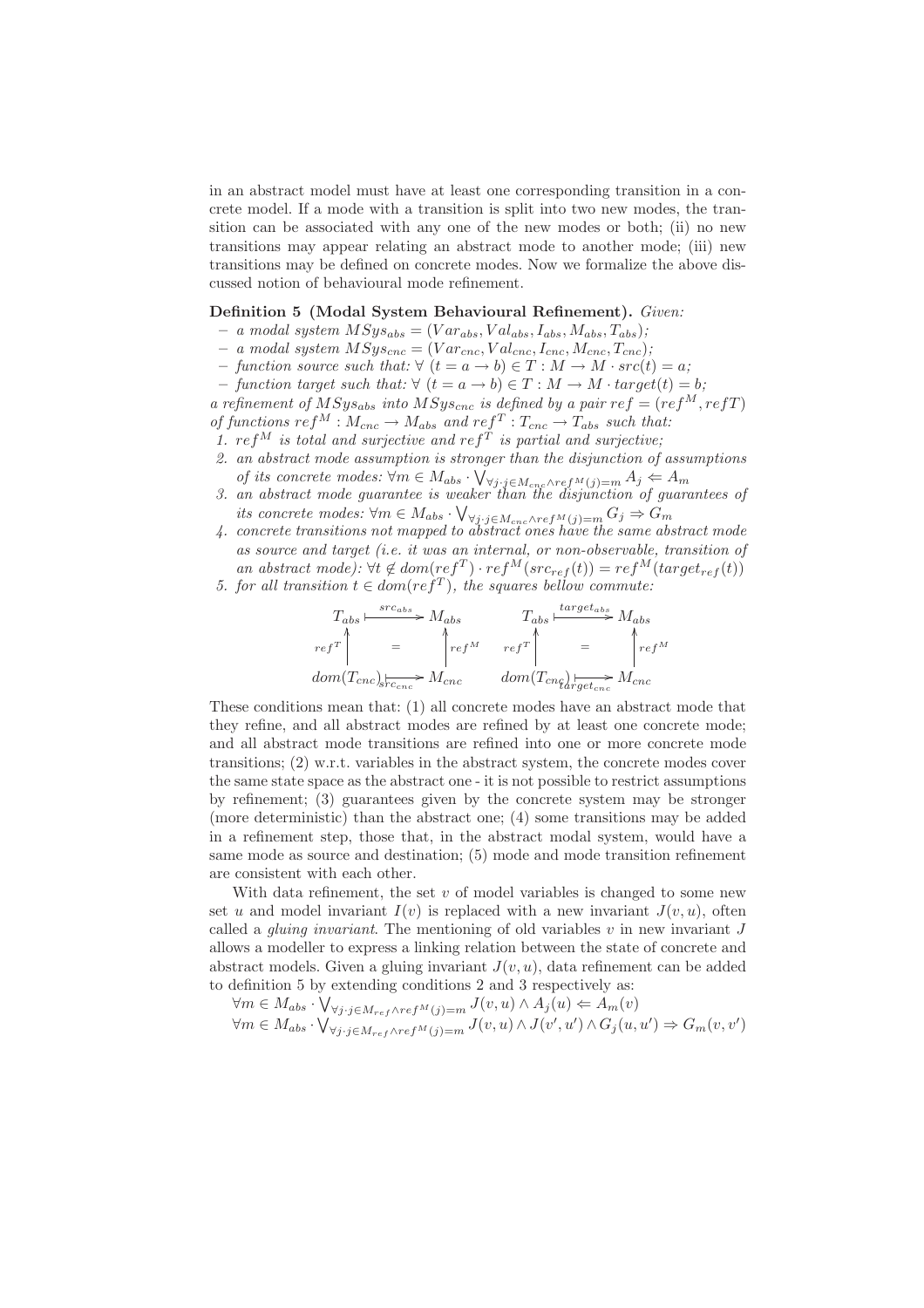in an abstract model must have at least one corresponding transition in a concrete model. If a mode with a transition is split into two new modes, the transition can be associated with any one of the new modes or both; (ii) no new transitions may appear relating an abstract mode to another mode; (iii) new transitions may be defined on concrete modes. Now we formalize the above discussed notion of behavioural mode refinement.

**Definition 5 (Modal System Behavioural Refinement).** *Given:*

- *a modal system* $MSys_{abs} = (Var_{abs}, Val_{abs}, I_{abs}, M_{abs}, T_{abs})$*;*
- *a modal system* $MSys_{cnc} = (Var_{cnc}, Val_{cnc}, I_{cnc}, M_{cnc}, T_{cnc})$*;*
- *function source such that:* $\forall\ (t = a \rightarrow b) \in T : M \rightarrow M \cdot src(t) = a$*;*
- *function target such that:* $\forall\ (t = a \rightarrow b) \in T : M \rightarrow M \cdot target(t) = b$*;*

*a refinement of* $MSys_{abs}$ *into* $MSys_{cnc}$ *is defined by a pair* $ref = (ref^M, refT)$ *of functions* $ref^M : M_{cnc} \rightarrow M_{abs}$ *and* $ref^T : T_{cnc} \rightarrow T_{abs}$ *such that:*

1. $ref^M$ *is total and surjective and* $ref^T$ *is partial and surjective;*
2. *an abstract mode assumption is stronger than the disjunction of assumptions of its concrete modes:* $\forall m \in M_{abs} \cdot \bigvee_{\forall j \cdot j \in M_{cnc} \wedge ref^M(j)=m} A_j \Leftarrow A_m$
3. *an abstract mode guarantee is weaker than the disjunction of guarantees of its concrete modes:* $\forall m \in M_{abs} \cdot \bigvee_{\forall j \cdot j \in M_{cnc} \wedge ref^M(j)=m} G_j \Rightarrow G_m$
4. *concrete transitions not mapped to abstract ones have the same abstract mode as source and target (i.e. it was an internal, or non-observable, transition of an abstract mode):* $\forall t \notin dom(ref^T) \cdot ref^M(src_{ref}(t)) = ref^M(target_{ref}(t))$
5. *for all transition* $t \in dom(ref^T)$*, the squares bellow commute:*

$$\begin{array}{ccc} T_{abs} & \xrightarrow{src_{abs}} & M_{abs} \\ {\scriptstyle ref^T}\uparrow & = & \uparrow{\scriptstyle ref^M} \\ dom(T_{cnc}) & \xrightarrow[src_{cnc}]{} & M_{cnc} \end{array} \qquad \begin{array}{ccc} T_{abs} & \xrightarrow{target_{abs}} & M_{abs} \\ {\scriptstyle ref^T}\uparrow & = & \uparrow{\scriptstyle ref^M} \\ dom(T_{cnc}) & \xrightarrow[target_{cnc}]{} & M_{cnc} \end{array}$$

These conditions mean that: (1) all concrete modes have an abstract mode that they refine, and all abstract modes are refined by at least one concrete mode; and all abstract mode transitions are refined into one or more concrete mode transitions; (2) w.r.t. variables in the abstract system, the concrete modes cover the same state space as the abstract one - it is not possible to restrict assumptions by refinement; (3) guarantees given by the concrete system may be stronger (more deterministic) than the abstract one; (4) some transitions may be added in a refinement step, those that, in the abstract modal system, would have a same mode as source and destination; (5) mode and mode transition refinement are consistent with each other.

With data refinement, the set $v$ of model variables is changed to some new set $u$ and model invariant $I(v)$ is replaced with a new invariant $J(v, u)$, often called a *gluing invariant*. The mentioning of old variables $v$ in new invariant $J$ allows a modeller to express a linking relation between the state of concrete and abstract models. Given a gluing invariant $J(v, u)$, data refinement can be added to definition 5 by extending conditions 2 and 3 respectively as:

$\forall m \in M_{abs} \cdot \bigvee_{\forall j \cdot j \in M_{ref} \wedge ref^M(j)=m} J(v, u) \wedge A_j(u) \Leftarrow A_m(v)$

$\forall m \in M_{abs} \cdot \bigvee_{\forall j \cdot j \in M_{ref} \wedge ref^M(j)=m} J(v, u) \wedge J(v', u') \wedge G_j(u, u') \Rightarrow G_m(v, v')$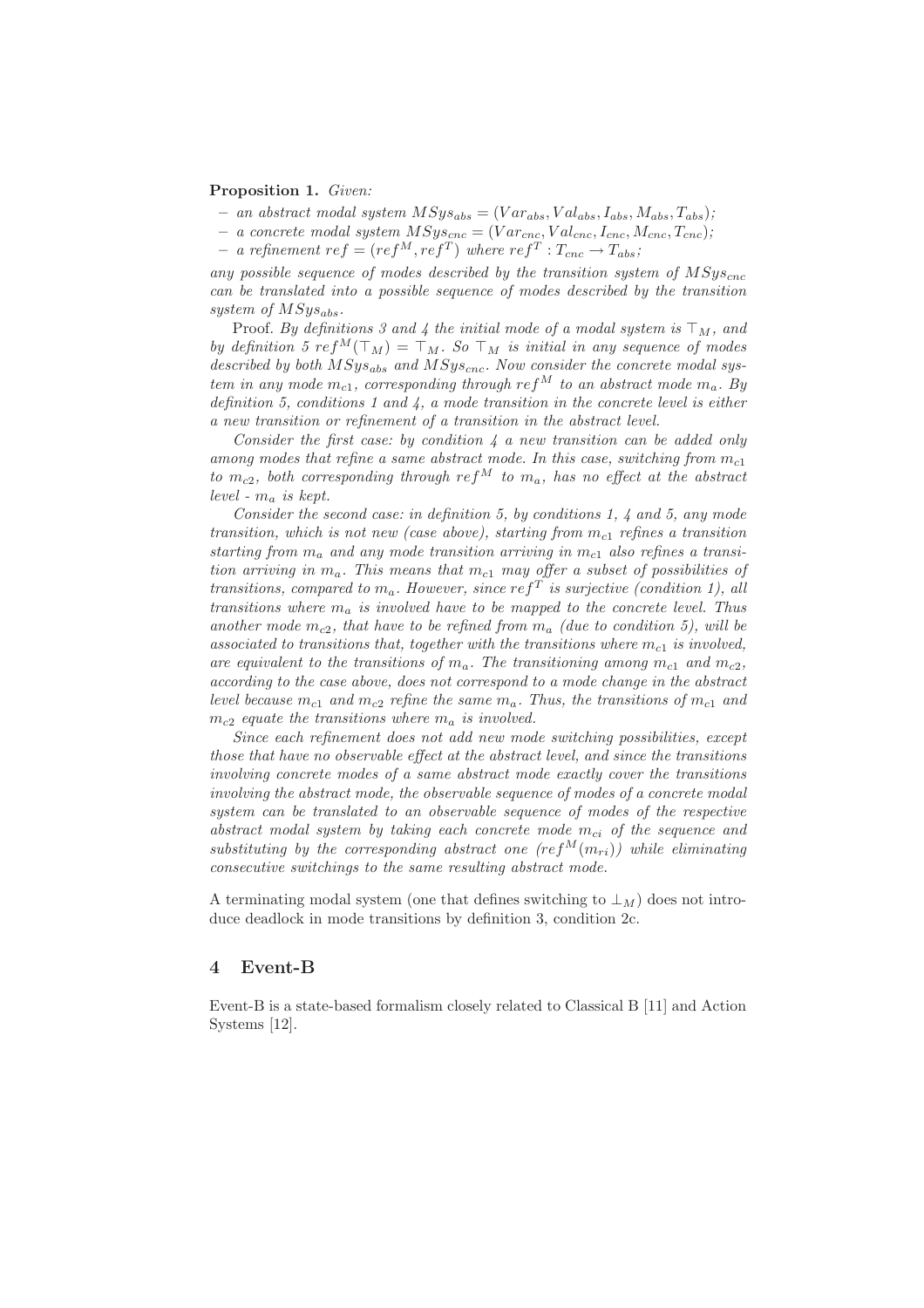**Proposition 1.** *Given:*

- *an abstract modal system* $MSys_{abs} = (Var_{abs}, Val_{abs}, I_{abs}, M_{abs}, T_{abs})$*;*
- *a concrete modal system* $MSys_{cnc} = (Var_{cnc}, Val_{cnc}, I_{cnc}, M_{cnc}, T_{cnc})$*;*
- *a refinement* $ref = (ref^M, ref^T)$ *where* $ref^T : T_{cnc} \rightarrow T_{abs}$*;*

*any possible sequence of modes described by the transition system of* $MSys_{cnc}$ *can be translated into a possible sequence of modes described by the transition system of* $MSys_{abs}$*.*

Proof. *By definitions 3 and 4 the initial mode of a modal system is* $\top_M$*, and by definition 5* $ref^M(\top_M) = \top_M$*. So* $\top_M$ *is initial in any sequence of modes described by both* $MSys_{abs}$ *and* $MSys_{cnc}$*. Now consider the concrete modal system in any mode* $m_{c1}$*, corresponding through* $ref^M$ *to an abstract mode* $m_a$*. By definition 5, conditions 1 and 4, a mode transition in the concrete level is either a new transition or refinement of a transition in the abstract level.*

*Consider the first case: by condition 4 a new transition can be added only among modes that refine a same abstract mode. In this case, switching from* $m_{c1}$ *to* $m_{c2}$*, both corresponding through* $ref^M$ *to* $m_a$*, has no effect at the abstract level -* $m_a$ *is kept.*

*Consider the second case: in definition 5, by conditions 1, 4 and 5, any mode transition, which is not new (case above), starting from* $m_{c1}$ *refines a transition starting from* $m_a$ *and any mode transition arriving in* $m_{c1}$ *also refines a transition arriving in* $m_a$*. This means that* $m_{c1}$ *may offer a subset of possibilities of transitions, compared to* $m_a$*. However, since* $ref^T$ *is surjective (condition 1), all transitions where* $m_a$ *is involved have to be mapped to the concrete level. Thus another mode* $m_{c2}$*, that have to be refined from* $m_a$ *(due to condition 5), will be associated to transitions that, together with the transitions where* $m_{c1}$ *is involved, are equivalent to the transitions of* $m_a$*. The transitioning among* $m_{c1}$ *and* $m_{c2}$*, according to the case above, does not correspond to a mode change in the abstract level because* $m_{c1}$ *and* $m_{c2}$ *refine the same* $m_a$*. Thus, the transitions of* $m_{c1}$ *and* $m_{c2}$ *equate the transitions where* $m_a$ *is involved.*

*Since each refinement does not add new mode switching possibilities, except those that have no observable effect at the abstract level, and since the transitions involving concrete modes of a same abstract mode exactly cover the transitions involving the abstract mode, the observable sequence of modes of a concrete modal system can be translated to an observable sequence of modes of the respective abstract modal system by taking each concrete mode* $m_{ci}$ *of the sequence and substituting by the corresponding abstract one* ($ref^M(m_{ri})$) *while eliminating consecutive switchings to the same resulting abstract mode.*

A terminating modal system (one that defines switching to $\bot_M$) does not introduce deadlock in mode transitions by definition 3, condition 2c.

## 4 Event-B

Event-B is a state-based formalism closely related to Classical B [11] and Action Systems [12].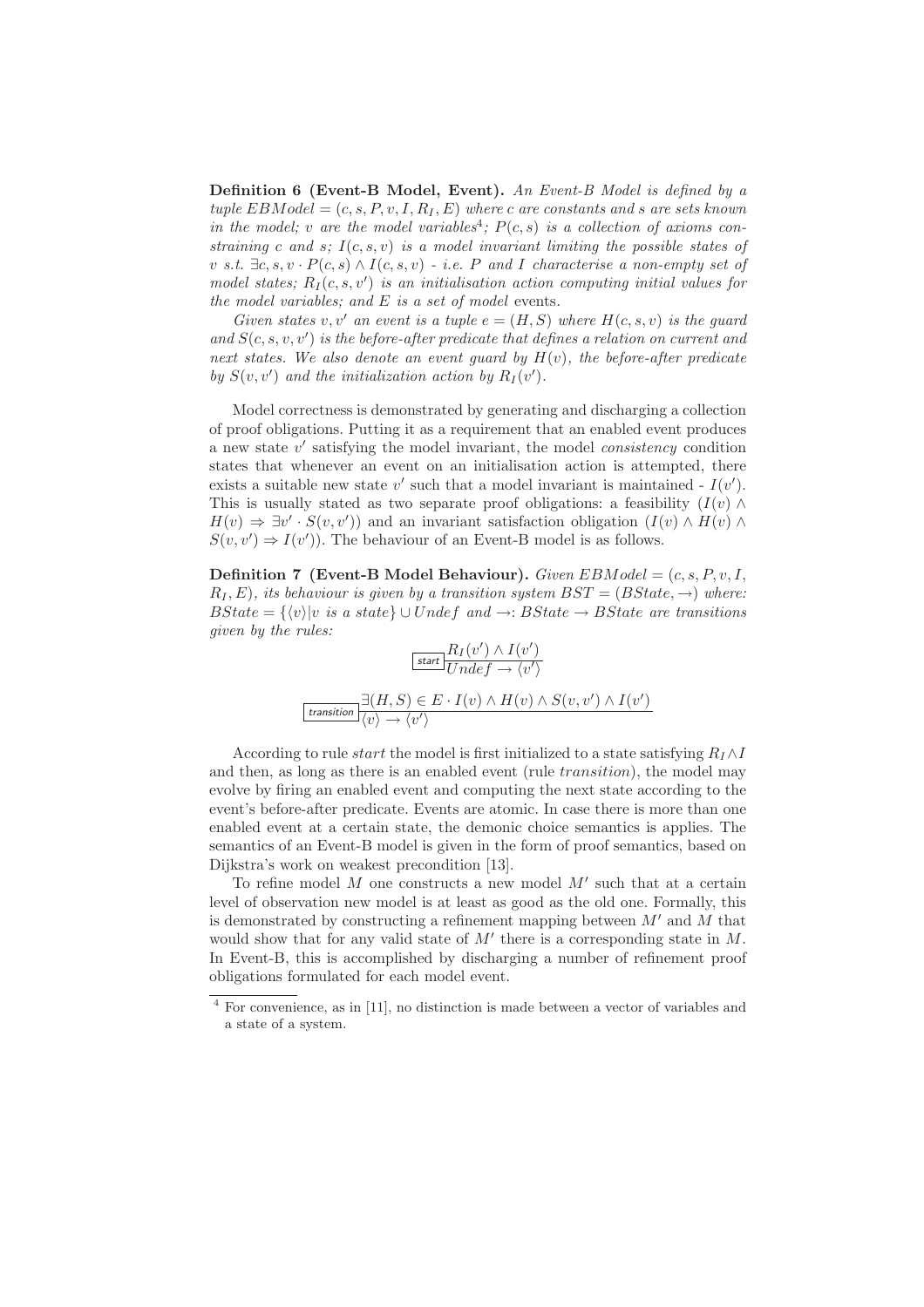**Definition 6 (Event-B Model, Event).** *An Event-B Model is defined by a tuple $EBModel = (c, s, P, v, I, R_I, E)$ where $c$ are constants and $s$ are sets known in the model; $v$ are the model variables*[4]*; $P(c, s)$ is a collection of axioms constraining $c$ and $s$; $I(c, s, v)$ is a model invariant limiting the possible states of $v$ s.t. $\exists c, s, v \cdot P(c, s) \wedge I(c, s, v)$ - i.e. $P$ and $I$ characterise a non-empty set of model states; $R_I(c, s, v')$ is an initialisation action computing initial values for the model variables; and $E$ is a set of model* events.

*Given states $v, v'$ an event is a tuple $e = (H, S)$ where $H(c, s, v)$ is the guard and $S(c, s, v, v')$ is the before-after predicate that defines a relation on current and next states. We also denote an event guard by $H(v)$, the before-after predicate by $S(v, v')$ and the initialization action by $R_I(v')$.*

Model correctness is demonstrated by generating and discharging a collection of proof obligations. Putting it as a requirement that an enabled event produces a new state $v'$ satisfying the model invariant, the model *consistency* condition states that whenever an event on an initialisation action is attempted, there exists a suitable new state $v'$ such that a model invariant is maintained - $I(v')$. This is usually stated as two separate proof obligations: a feasibility ($I(v) \wedge H(v) \Rightarrow \exists v' \cdot S(v, v')$) and an invariant satisfaction obligation ($I(v) \wedge H(v) \wedge S(v, v') \Rightarrow I(v')$). The behaviour of an Event-B model is as follows.

**Definition 7 (Event-B Model Behaviour).** *Given $EBModel = (c, s, P, v, I, R_I, E)$, its behaviour is given by a transition system $BST = (BState, \rightarrow)$ where: $BState = \{\langle v \rangle | v \text{ is a state}\} \cup Undef$ and $\rightarrow : BState \rightarrow BState$ are transitions given by the rules:*

$$\boxed{\textsf{start}}\ \frac{R_I(v') \wedge I(v')}{Undef \rightarrow \langle v' \rangle}$$

$$\boxed{\textsf{transition}}\ \frac{\exists (H, S) \in E \cdot I(v) \wedge H(v) \wedge S(v, v') \wedge I(v')}{\langle v \rangle \rightarrow \langle v' \rangle}$$

According to rule *start* the model is first initialized to a state satisfying $R_I \wedge I$ and then, as long as there is an enabled event (rule *transition*), the model may evolve by firing an enabled event and computing the next state according to the event's before-after predicate. Events are atomic. In case there is more than one enabled event at a certain state, the demonic choice semantics is applies. The semantics of an Event-B model is given in the form of proof semantics, based on Dijkstra's work on weakest precondition [13].

To refine model $M$ one constructs a new model $M'$ such that at a certain level of observation new model is at least as good as the old one. Formally, this is demonstrated by constructing a refinement mapping between $M'$ and $M$ that would show that for any valid state of $M'$ there is a corresponding state in $M$. In Event-B, this is accomplished by discharging a number of refinement proof obligations formulated for each model event.

[4] For convenience, as in [11], no distinction is made between a vector of variables and a state of a system.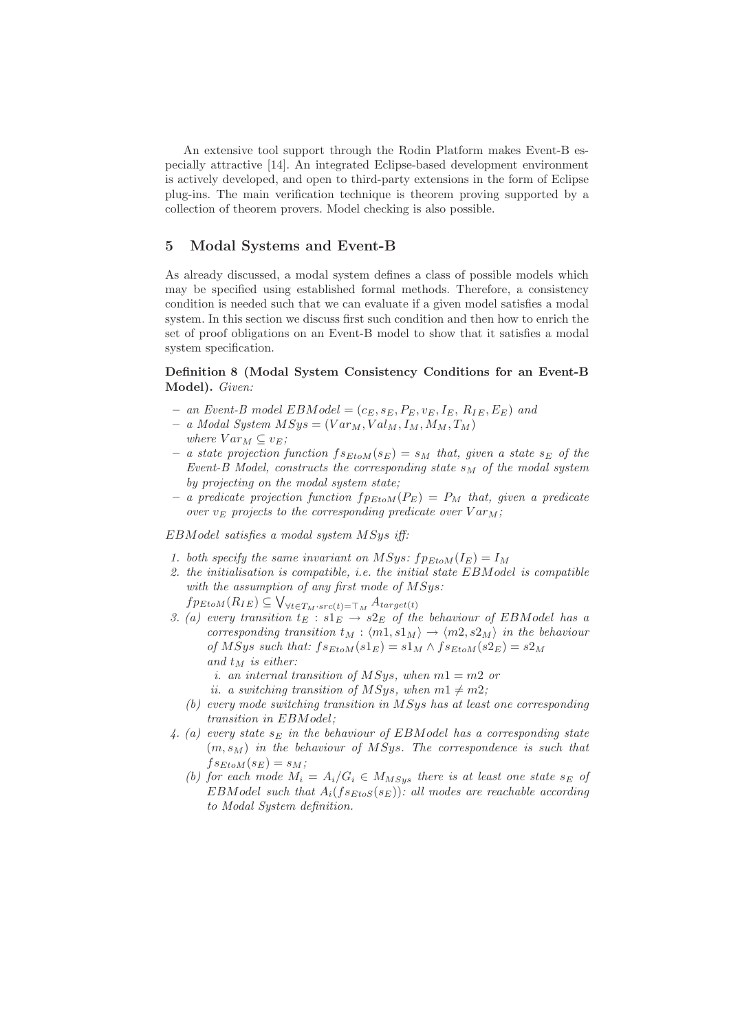An extensive tool support through the Rodin Platform makes Event-B especially attractive [14]. An integrated Eclipse-based development environment is actively developed, and open to third-party extensions in the form of Eclipse plug-ins. The main verification technique is theorem proving supported by a collection of theorem provers. Model checking is also possible.

## 5 Modal Systems and Event-B

As already discussed, a modal system defines a class of possible models which may be specified using established formal methods. Therefore, a consistency condition is needed such that we can evaluate if a given model satisfies a modal system. In this section we discuss first such condition and then how to enrich the set of proof obligations on an Event-B model to show that it satisfies a modal system specification.

**Definition 8 (Modal System Consistency Conditions for an Event-B Model).** *Given:*

- *an Event-B model* $EBModel = (c_E, s_E, P_E, v_E, I_E, R_{IE}, E_E)$ *and*
- *a Modal System* $MSys = (Var_M, Val_M, I_M, M_M, T_M)$ *where* $Var_M \subseteq v_E$*;*
- *a state projection function* $fs_{EtoM}(s_E) = s_M$ *that, given a state* $s_E$ *of the Event-B Model, constructs the corresponding state* $s_M$ *of the modal system by projecting on the modal system state;*
- *a predicate projection function* $fp_{EtoM}(P_E) = P_M$ *that, given a predicate over* $v_E$ *projects to the corresponding predicate over* $Var_M$*;*

*EBModel satisfies a modal system MSys iff:*

1. *both specify the same invariant on MSys:* $fp_{EtoM}(I_E) = I_M$
2. *the initialisation is compatible, i.e. the initial state EBModel is compatible with the assumption of any first mode of MSys:* $fp_{EtoM}(R_{IE}) \subseteq \bigvee_{\forall t \in T_M \cdot src(t) = \top_M} A_{target(t)}$
3. (a) *every transition* $t_E : s1_E \to s2_E$ *of the behaviour of EBModel has a corresponding transition* $t_M : \langle m1, s1_M \rangle \to \langle m2, s2_M \rangle$ *in the behaviour of MSys such that:* $fs_{EtoM}(s1_E) = s1_M \wedge fs_{EtoM}(s2_E) = s2_M$ *and* $t_M$ *is either:*
      1. *an internal transition of MSys, when* $m1 = m2$ *or*
      2. *a switching transition of MSys, when* $m1 \neq m2$*;*
   
   (b) *every mode switching transition in MSys has at least one corresponding transition in EBModel;*
4. (a) *every state* $s_E$ *in the behaviour of EBModel has a corresponding state* $(m, s_M)$ *in the behaviour of MSys. The correspondence is such that* $fs_{EtoM}(s_E) = s_M$*;*
   
   (b) *for each mode* $M_i = A_i/G_i \in M_{MSys}$ *there is at least one state* $s_E$ *of EBModel such that* $A_i(fs_{EtoS}(s_E))$*: all modes are reachable according to Modal System definition.*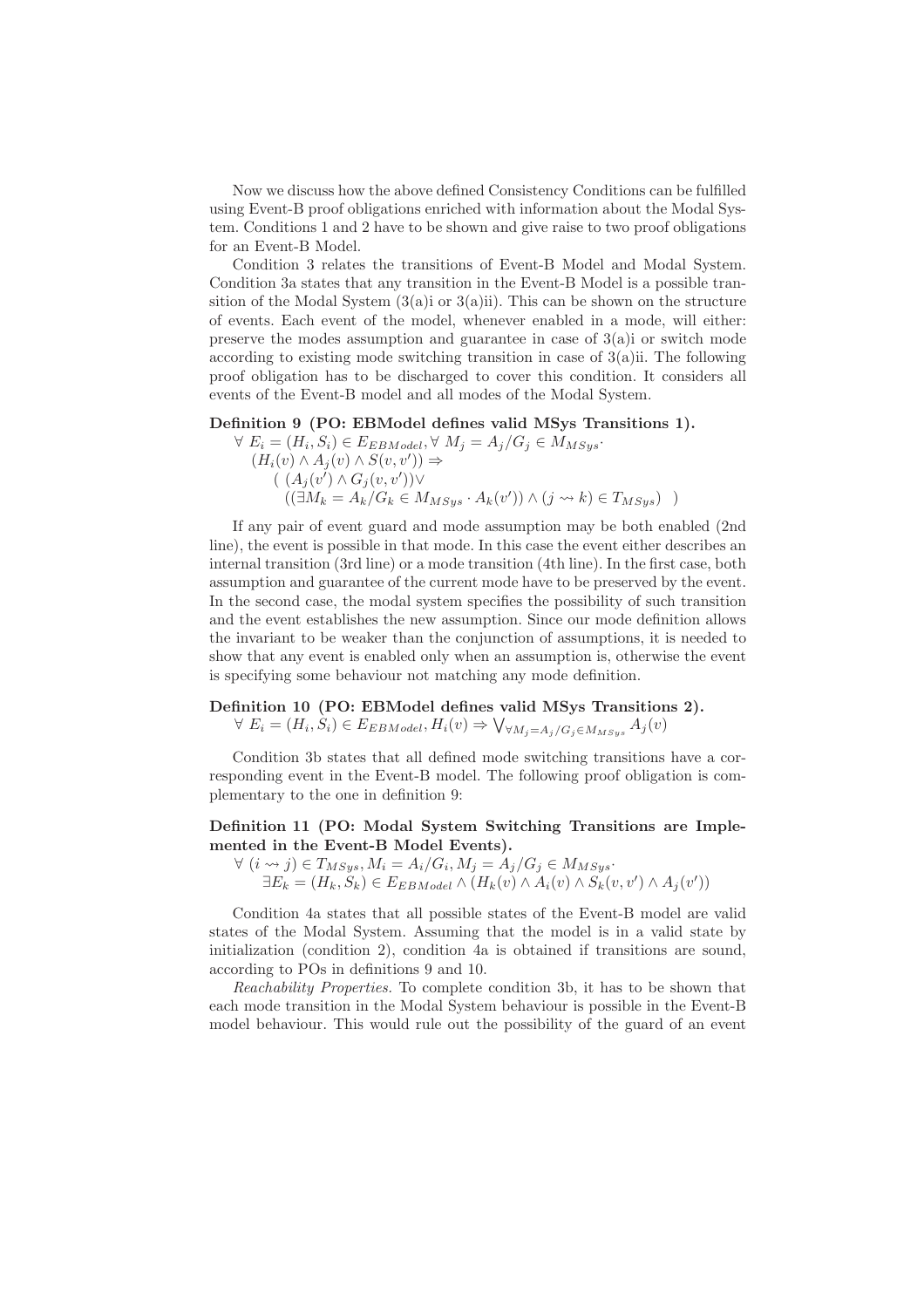Now we discuss how the above defined Consistency Conditions can be fulfilled using Event-B proof obligations enriched with information about the Modal System. Conditions 1 and 2 have to be shown and give raise to two proof obligations for an Event-B Model.

Condition 3 relates the transitions of Event-B Model and Modal System. Condition 3a states that any transition in the Event-B Model is a possible transition of the Modal System (3(a)i or 3(a)ii). This can be shown on the structure of events. Each event of the model, whenever enabled in a mode, will either: preserve the modes assumption and guarantee in case of 3(a)i or switch mode according to existing mode switching transition in case of 3(a)ii. The following proof obligation has to be discharged to cover this condition. It considers all events of the Event-B model and all modes of the Modal System.

**Definition 9 (PO: EBModel defines valid MSys Transitions 1).**

$$
\begin{array}{l}
\forall\ E_i = (H_i, S_i) \in E_{EBModel}, \forall\ M_j = A_j/G_j \in M_{MSys} \cdot \\
\quad (H_i(v) \wedge A_j(v) \wedge S(v, v')) \Rightarrow \\
\qquad (\ (A_j(v') \wedge G_j(v, v')) \vee \\
\qquad\quad ((\exists M_k = A_k/G_k \in M_{MSys} \cdot A_k(v')) \wedge (j \leadsto k) \in T_{MSys})\ \ )
\end{array}
$$

If any pair of event guard and mode assumption may be both enabled (2nd line), the event is possible in that mode. In this case the event either describes an internal transition (3rd line) or a mode transition (4th line). In the first case, both assumption and guarantee of the current mode have to be preserved by the event. In the second case, the modal system specifies the possibility of such transition and the event establishes the new assumption. Since our mode definition allows the invariant to be weaker than the conjunction of assumptions, it is needed to show that any event is enabled only when an assumption is, otherwise the event is specifying some behaviour not matching any mode definition.

**Definition 10 (PO: EBModel defines valid MSys Transitions 2).**

$$
\forall\ E_i = (H_i, S_i) \in E_{EBModel}, H_i(v) \Rightarrow \bigvee_{\forall M_j = A_j/G_j \in M_{MSys}} A_j(v)
$$

Condition 3b states that all defined mode switching transitions have a corresponding event in the Event-B model. The following proof obligation is complementary to the one in definition 9:

**Definition 11 (PO: Modal System Switching Transitions are Implemented in the Event-B Model Events).**

$$
\begin{array}{l}
\forall\ (i \leadsto j) \in T_{MSys}, M_i = A_i/G_i, M_j = A_j/G_j \in M_{MSys} \cdot \\
\qquad \exists E_k = (H_k, S_k) \in E_{EBModel} \wedge (H_k(v) \wedge A_i(v) \wedge S_k(v, v') \wedge A_j(v'))
\end{array}
$$

Condition 4a states that all possible states of the Event-B model are valid states of the Modal System. Assuming that the model is in a valid state by initialization (condition 2), condition 4a is obtained if transitions are sound, according to POs in definitions 9 and 10.

*Reachability Properties.* To complete condition 3b, it has to be shown that each mode transition in the Modal System behaviour is possible in the Event-B model behaviour. This would rule out the possibility of the guard of an event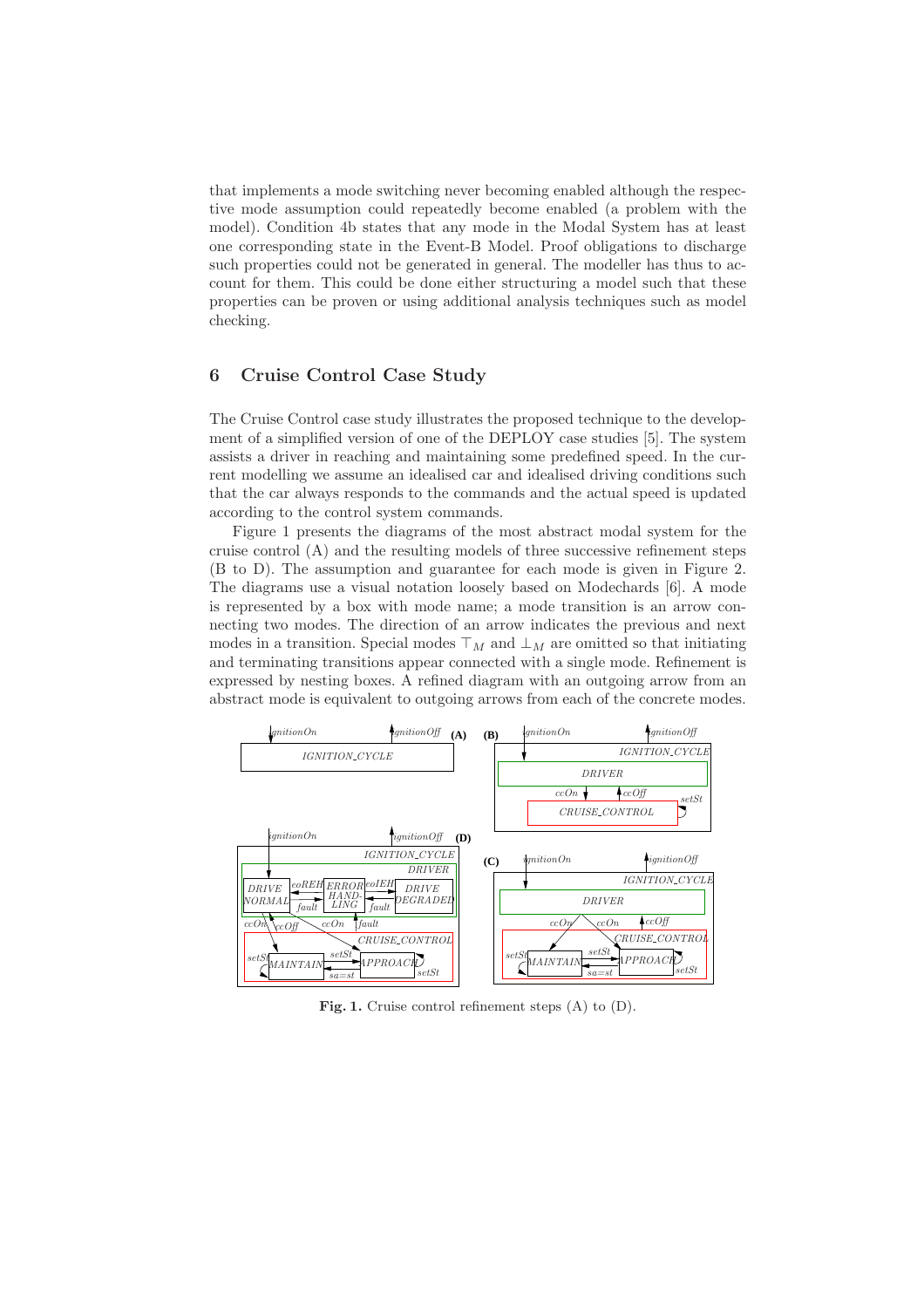that implements a mode switching never becoming enabled although the respective mode assumption could repeatedly become enabled (a problem with the model). Condition 4b states that any mode in the Modal System has at least one corresponding state in the Event-B Model. Proof obligations to discharge such properties could not be generated in general. The modeller has thus to account for them. This could be done either structuring a model such that these properties can be proven or using additional analysis techniques such as model checking.

## 6 Cruise Control Case Study

The Cruise Control case study illustrates the proposed technique to the development of a simplified version of one of the DEPLOY case studies [5]. The system assists a driver in reaching and maintaining some predefined speed. In the current modelling we assume an idealised car and idealised driving conditions such that the car always responds to the commands and the actual speed is updated according to the control system commands.

Figure 1 presents the diagrams of the most abstract modal system for the cruise control (A) and the resulting models of three successive refinement steps (B to D). The assumption and guarantee for each mode is given in Figure 2. The diagrams use a visual notation loosely based on Modechards [6]. A mode is represented by a box with mode name; a mode transition is an arrow connecting two modes. The direction of an arrow indicates the previous and next modes in a transition. Special modes $\top_M$ and $\bot_M$ are omitted so that initiating and terminating transitions appear connected with a single mode. Refinement is expressed by nesting boxes. A refined diagram with an outgoing arrow from an abstract mode is equivalent to outgoing arrows from each of the concrete modes.

**Fig. 1.** Cruise control refinement steps (A) to (D).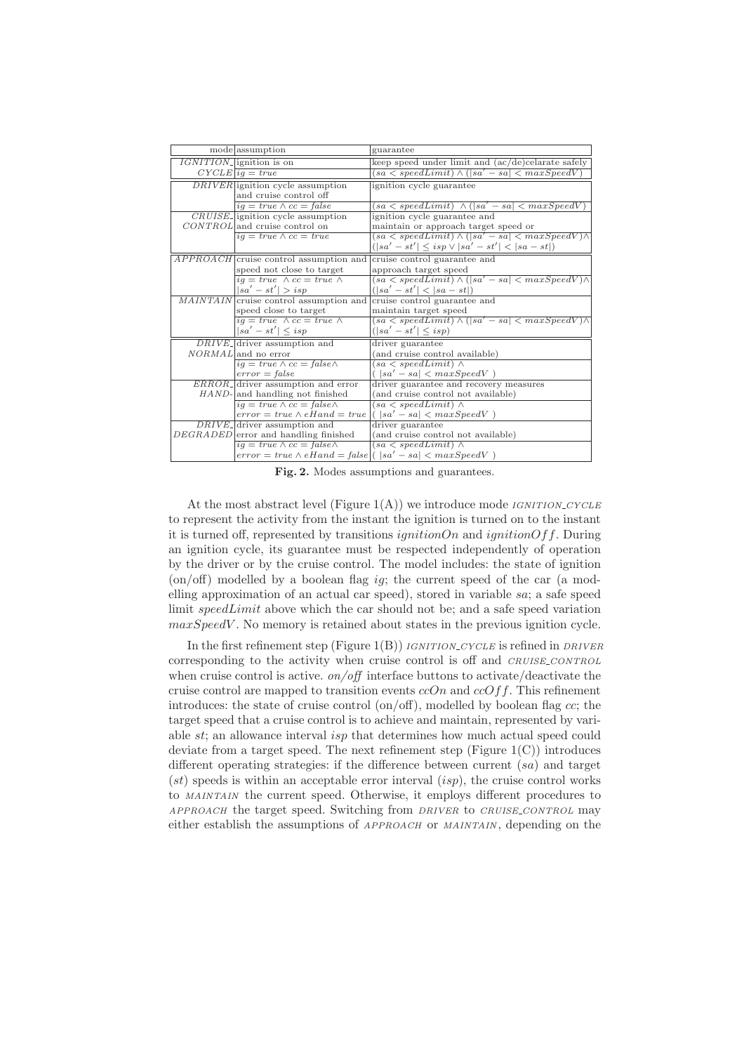| mode | assumption | guarantee |
|---|---|---|
| *IGNITION\_CYCLE* | ignition is on | keep speed under limit and (ac/de)celarate safely |
| | $ig = true$ | $(sa < speedLimit) \wedge (\lvert sa' - sa \rvert < maxSpeedV)$ |
| *DRIVER* | ignition cycle assumption and cruise control off | ignition cycle guarantee |
| | $ig = true \wedge cc = false$ | $(sa < speedLimit) \wedge (\lvert sa' - sa \rvert < maxSpeedV)$ |
| *CRUISE\_CONTROL* | ignition cycle assumption and cruise control on | ignition cycle guarantee and maintain or approach target speed or |
| | $ig = true \wedge cc = true$ | $(sa < speedLimit) \wedge (\lvert sa' - sa \rvert < maxSpeedV) \wedge$ $(\lvert sa' - st' \rvert \leq isp \vee \lvert sa' - st' \rvert < \lvert sa - st \rvert)$ |
| *APPROACH* | cruise control assumption and speed not close to target | cruise control guarantee and approach target speed |
| | $ig = true \ \wedge cc = true \ \wedge$ $\lvert sa' - st' \rvert > isp$ | $(sa < speedLimit) \wedge (\lvert sa' - sa \rvert < maxSpeedV) \wedge$ $(\lvert sa' - st' \rvert < \lvert sa - st \rvert)$ |
| *MAINTAIN* | cruise control assumption and speed close to target | cruise control guarantee and maintain target speed |
| | $ig = true \ \wedge cc = true \ \wedge$ $\lvert sa' - st' \rvert \leq isp$ | $(sa < speedLimit) \wedge (\lvert sa' - sa \rvert < maxSpeedV) \wedge$ $(\lvert sa' - st' \rvert \leq isp)$ |
| *DRIVE\_NORMAL* | driver assumption and and no error | driver guarantee (and cruise control available) |
| | $ig = true \wedge cc = false \wedge$ $error = false$ | $(sa < speedLimit) \wedge$ $(\ \lvert sa' - sa \rvert < maxSpeedV\ )$ |
| *ERROR\_HAND-* | driver assumption and error and handling not finished | driver guarantee and recovery measures (and cruise control not available) |
| | $ig = true \wedge cc = false \wedge$ $error = true \wedge eHand = true$ | $(sa < speedLimit) \wedge$ $(\ \lvert sa' - sa \rvert < maxSpeedV\ )$ |
| *DRIVE\_DEGRADED* | driver assumption and error and handling finished | driver guarantee (and cruise control not available) |
| | $ig = true \wedge cc = false \wedge$ $error = true \wedge eHand = false$ | $(sa < speedLimit) \wedge$ $(\ \lvert sa' - sa \rvert < maxSpeedV\ )$ |

**Fig. 2.** Modes assumptions and guarantees.

At the most abstract level (Figure 1(A)) we introduce mode *IGNITION\_CYCLE* to represent the activity from the instant the ignition is turned on to the instant it is turned off, represented by transitions *ignitionOn* and *ignitionOff*. During an ignition cycle, its guarantee must be respected independently of operation by the driver or by the cruise control. The model includes: the state of ignition (on/off) modelled by a boolean flag $ig$; the current speed of the car (a modelling approximation of an actual car speed), stored in variable $sa$; a safe speed limit *speedLimit* above which the car should not be; and a safe speed variation *maxSpeedV*. No memory is retained about states in the previous ignition cycle.

In the first refinement step (Figure 1(B)) *IGNITION\_CYCLE* is refined in *DRIVER* corresponding to the activity when cruise control is off and *CRUISE\_CONTROL* when cruise control is active. *on/off* interface buttons to activate/deactivate the cruise control are mapped to transition events *ccOn* and *ccOff*. This refinement introduces: the state of cruise control (on/off), modelled by boolean flag $cc$; the target speed that a cruise control is to achieve and maintain, represented by variable $st$; an allowance interval $isp$ that determines how much actual speed could deviate from a target speed. The next refinement step (Figure 1(C)) introduces different operating strategies: if the difference between current ($sa$) and target ($st$) speeds is within an acceptable error interval ($isp$), the cruise control works to *MAINTAIN* the current speed. Otherwise, it employs different procedures to *APPROACH* the target speed. Switching from *DRIVER* to *CRUISE\_CONTROL* may either establish the assumptions of *APPROACH* or *MAINTAIN*, depending on the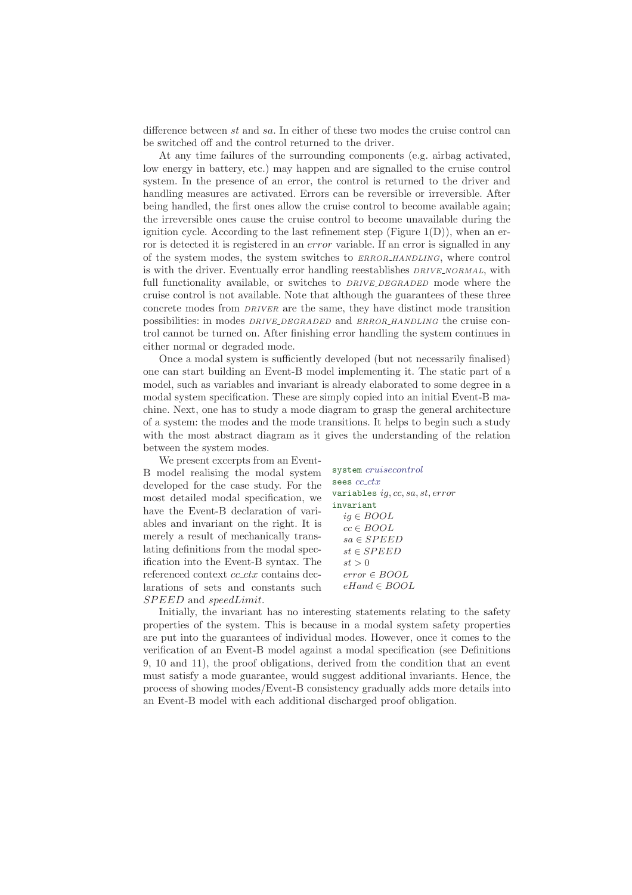difference between $st$ and $sa$. In either of these two modes the cruise control can be switched off and the control returned to the driver.

At any time failures of the surrounding components (e.g. airbag activated, low energy in battery, etc.) may happen and are signalled to the cruise control system. In the presence of an error, the control is returned to the driver and handling measures are activated. Errors can be reversible or irreversible. After being handled, the first ones allow the cruise control to become available again; the irreversible ones cause the cruise control to become unavailable during the ignition cycle. According to the last refinement step (Figure 1(D)), when an error is detected it is registered in an *error* variable. If an error is signalled in any of the system modes, the system switches to ERROR_HANDLING, where control is with the driver. Eventually error handling reestablishes DRIVE_NORMAL, with full functionality available, or switches to DRIVE_DEGRADED mode where the cruise control is not available. Note that although the guarantees of these three concrete modes from DRIVER are the same, they have distinct mode transition possibilities: in modes DRIVE_DEGRADED and ERROR_HANDLING the cruise control cannot be turned on. After finishing error handling the system continues in either normal or degraded mode.

Once a modal system is sufficiently developed (but not necessarily finalised) one can start building an Event-B model implementing it. The static part of a model, such as variables and invariant is already elaborated to some degree in a modal system specification. These are simply copied into an initial Event-B machine. Next, one has to study a mode diagram to grasp the general architecture of a system: the modes and the mode transitions. It helps to begin such a study with the most abstract diagram as it gives the understanding of the relation between the system modes.

We present excerpts from an Event-B model realising the modal system developed for the case study. For the most detailed modal specification, we have the Event-B declaration of variables and invariant on the right. It is merely a result of mechanically translating definitions from the modal specification into the Event-B syntax. The referenced context *cc_ctx* contains declarations of sets and constants such $SPEED$ and $speedLimit$.

```
system cruisecontrol
sees cc_ctx
variables ig, cc, sa, st, error
invariant
  ig ∈ BOOL
  cc ∈ BOOL
  sa ∈ SPEED
  st ∈ SPEED
  st > 0
  error ∈ BOOL
  eHand ∈ BOOL
```

Initially, the invariant has no interesting statements relating to the safety properties of the system. This is because in a modal system safety properties are put into the guarantees of individual modes. However, once it comes to the verification of an Event-B model against a modal specification (see Definitions 9, 10 and 11), the proof obligations, derived from the condition that an event must satisfy a mode guarantee, would suggest additional invariants. Hence, the process of showing modes/Event-B consistency gradually adds more details into an Event-B model with each additional discharged proof obligation.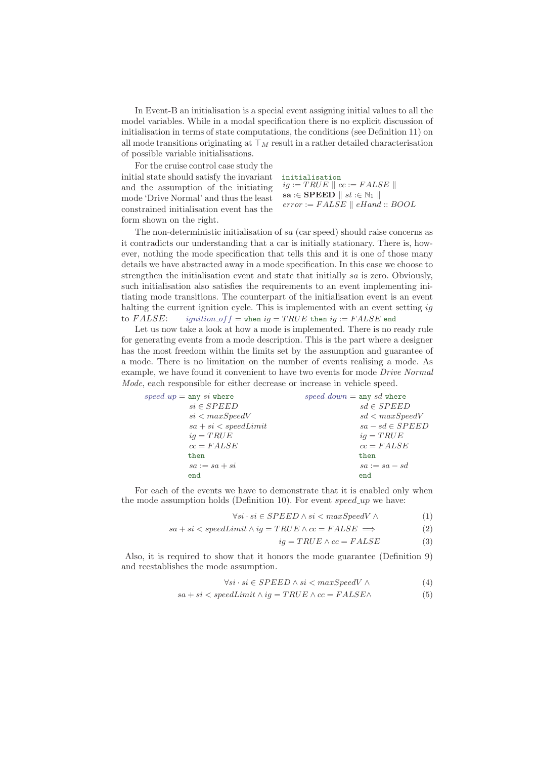In Event-B an initialisation is a special event assigning initial values to all the model variables. While in a modal specification there is no explicit discussion of initialisation in terms of state computations, the conditions (see Definition 11) on all mode transitions originating at $\top_M$ result in a rather detailed characterisation of possible variable initialisations.

For the cruise control case study the initial state should satisfy the invariant and the assumption of the initiating mode 'Drive Normal' and thus the least constrained initialisation event has the form shown on the right.

```
initialisation
ig := TRUE ∥ cc := FALSE ∥
sa :∈ SPEED ∥ st :∈ ℕ₁ ∥
error := FALSE ∥ eHand :: BOOL
```

The non-deterministic initialisation of $sa$ (car speed) should raise concerns as it contradicts our understanding that a car is initially stationary. There is, however, nothing the mode specification that tells this and it is one of those many details we have abstracted away in a mode specification. In this case we choose to strengthen the initialisation event and state that initially $sa$ is zero. Obviously, such initialisation also satisfies the requirements to an event implementing initiating mode transitions. The counterpart of the initialisation event is an event halting the current ignition cycle. This is implemented with an event setting $ig$ to $FALSE$: $ignition\_off$ = when $ig = TRUE$ then $ig := FALSE$ end

Let us now take a look at how a mode is implemented. There is no ready rule for generating events from a mode description. This is the part where a designer has the most freedom within the limits set by the assumption and guarantee of a mode. There is no limitation on the number of events realising a mode. As example, we have found it convenient to have two events for mode *Drive Normal Mode*, each responsible for either decrease or increase in vehicle speed.

```
speed_up = any si where              speed_down = any sd where
    si ∈ SPEED                           sd ∈ SPEED
    si < maxSpeedV                       sd < maxSpeedV
    sa + si < speedLimit                 sa − sd ∈ SPEED
    ig = TRUE                            ig = TRUE
    cc = FALSE                           cc = FALSE
    then                                 then
    sa := sa + si                        sa := sa − sd
    end                                  end
```

For each of the events we have to demonstrate that it is enabled only when the mode assumption holds (Definition 10). For event $speed\_up$ we have:

$$\forall si \cdot si \in SPEED \wedge si < maxSpeedV \wedge \quad (1)$$

$$sa + si < speedLimit \wedge ig = TRUE \wedge cc = FALSE \implies \quad (2)$$

$$ig = TRUE \wedge cc = FALSE \quad (3)$$

Also, it is required to show that it honors the mode guarantee (Definition 9) and reestablishes the mode assumption.

$$\forall si \cdot si \in SPEED \wedge si < maxSpeedV \wedge \quad (4)$$

$$sa + si < speedLimit \wedge ig = TRUE \wedge cc = FALSE \wedge \quad (5)$$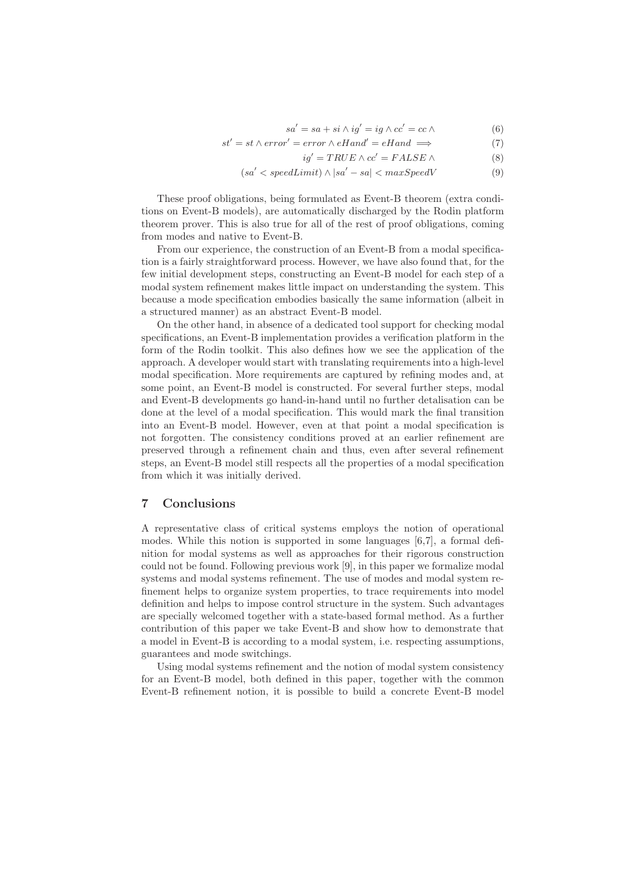$$sa' = sa + si \wedge ig' = ig \wedge cc' = cc \wedge \tag{6}$$

$$st' = st \wedge error' = error \wedge eHand' = eHand \implies \tag{7}$$

$$ig' = TRUE \wedge cc' = FALSE \wedge \tag{8}$$

$$(sa' < speedLimit) \wedge |sa' - sa| < maxSpeedV \tag{9}$$

These proof obligations, being formulated as Event-B theorem (extra conditions on Event-B models), are automatically discharged by the Rodin platform theorem prover. This is also true for all of the rest of proof obligations, coming from modes and native to Event-B.

From our experience, the construction of an Event-B from a modal specification is a fairly straightforward process. However, we have also found that, for the few initial development steps, constructing an Event-B model for each step of a modal system refinement makes little impact on understanding the system. This because a mode specification embodies basically the same information (albeit in a structured manner) as an abstract Event-B model.

On the other hand, in absence of a dedicated tool support for checking modal specifications, an Event-B implementation provides a verification platform in the form of the Rodin toolkit. This also defines how we see the application of the approach. A developer would start with translating requirements into a high-level modal specification. More requirements are captured by refining modes and, at some point, an Event-B model is constructed. For several further steps, modal and Event-B developments go hand-in-hand until no further detalisation can be done at the level of a modal specification. This would mark the final transition into an Event-B model. However, even at that point a modal specification is not forgotten. The consistency conditions proved at an earlier refinement are preserved through a refinement chain and thus, even after several refinement steps, an Event-B model still respects all the properties of a modal specification from which it was initially derived.

## 7 Conclusions

A representative class of critical systems employs the notion of operational modes. While this notion is supported in some languages [6,7], a formal definition for modal systems as well as approaches for their rigorous construction could not be found. Following previous work [9], in this paper we formalize modal systems and modal systems refinement. The use of modes and modal system refinement helps to organize system properties, to trace requirements into model definition and helps to impose control structure in the system. Such advantages are specially welcomed together with a state-based formal method. As a further contribution of this paper we take Event-B and show how to demonstrate that a model in Event-B is according to a modal system, i.e. respecting assumptions, guarantees and mode switchings.

Using modal systems refinement and the notion of modal system consistency for an Event-B model, both defined in this paper, together with the common Event-B refinement notion, it is possible to build a concrete Event-B model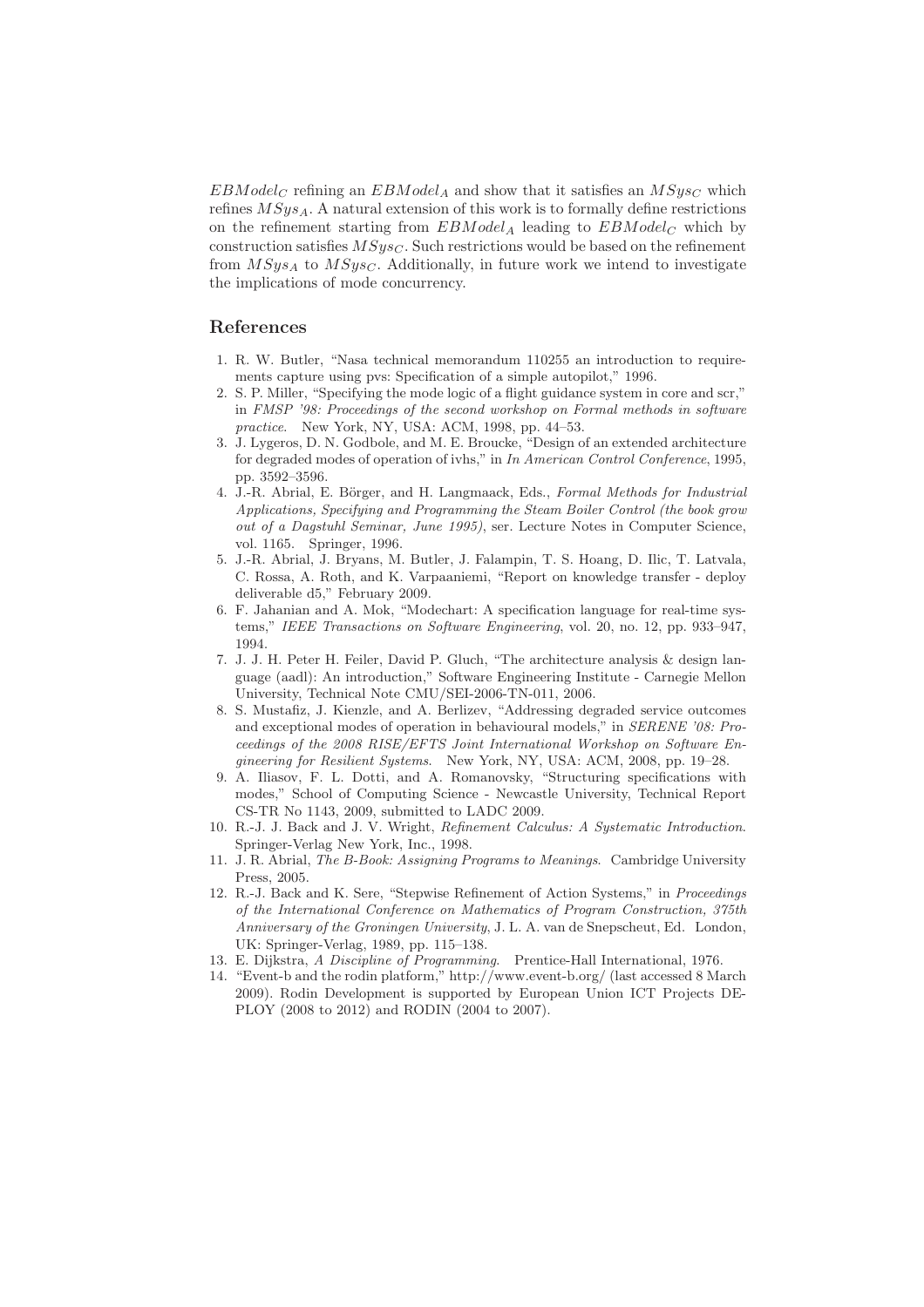$EBModel_C$ refining an $EBModel_A$ and show that it satisfies an $MSys_C$ which refines $MSys_A$. A natural extension of this work is to formally define restrictions on the refinement starting from $EBModel_A$ leading to $EBModel_C$ which by construction satisfies $MSys_C$. Such restrictions would be based on the refinement from $MSys_A$ to $MSys_C$. Additionally, in future work we intend to investigate the implications of mode concurrency.

## References

1. R. W. Butler, "Nasa technical memorandum 110255 an introduction to requirements capture using pvs: Specification of a simple autopilot," 1996.
2. S. P. Miller, "Specifying the mode logic of a flight guidance system in core and scr," in *FMSP '98: Proceedings of the second workshop on Formal methods in software practice*. New York, NY, USA: ACM, 1998, pp. 44–53.
3. J. Lygeros, D. N. Godbole, and M. E. Broucke, "Design of an extended architecture for degraded modes of operation of ivhs," in *In American Control Conference*, 1995, pp. 3592–3596.
4. J.-R. Abrial, E. Börger, and H. Langmaack, Eds., *Formal Methods for Industrial Applications, Specifying and Programming the Steam Boiler Control (the book grow out of a Dagstuhl Seminar, June 1995)*, ser. Lecture Notes in Computer Science, vol. 1165. Springer, 1996.
5. J.-R. Abrial, J. Bryans, M. Butler, J. Falampin, T. S. Hoang, D. Ilic, T. Latvala, C. Rossa, A. Roth, and K. Varpaaniemi, "Report on knowledge transfer - deploy deliverable d5," February 2009.
6. F. Jahanian and A. Mok, "Modechart: A specification language for real-time systems," *IEEE Transactions on Software Engineering*, vol. 20, no. 12, pp. 933–947, 1994.
7. J. J. H. Peter H. Feiler, David P. Gluch, "The architecture analysis & design language (aadl): An introduction," Software Engineering Institute - Carnegie Mellon University, Technical Note CMU/SEI-2006-TN-011, 2006.
8. S. Mustafiz, J. Kienzle, and A. Berlizev, "Addressing degraded service outcomes and exceptional modes of operation in behavioural models," in *SERENE '08: Proceedings of the 2008 RISE/EFTS Joint International Workshop on Software Engineering for Resilient Systems*. New York, NY, USA: ACM, 2008, pp. 19–28.
9. A. Iliasov, F. L. Dotti, and A. Romanovsky, "Structuring specifications with modes," School of Computing Science - Newcastle University, Technical Report CS-TR No 1143, 2009, submitted to LADC 2009.
10. R.-J. J. Back and J. V. Wright, *Refinement Calculus: A Systematic Introduction*. Springer-Verlag New York, Inc., 1998.
11. J. R. Abrial, *The B-Book: Assigning Programs to Meanings*. Cambridge University Press, 2005.
12. R.-J. Back and K. Sere, "Stepwise Refinement of Action Systems," in *Proceedings of the International Conference on Mathematics of Program Construction, 375th Anniversary of the Groningen University*, J. L. A. van de Snepscheut, Ed. London, UK: Springer-Verlag, 1989, pp. 115–138.
13. E. Dijkstra, *A Discipline of Programming*. Prentice-Hall International, 1976.
14. "Event-b and the rodin platform," http://www.event-b.org/ (last accessed 8 March 2009). Rodin Development is supported by European Union ICT Projects DEPLOY (2008 to 2012) and RODIN (2004 to 2007).